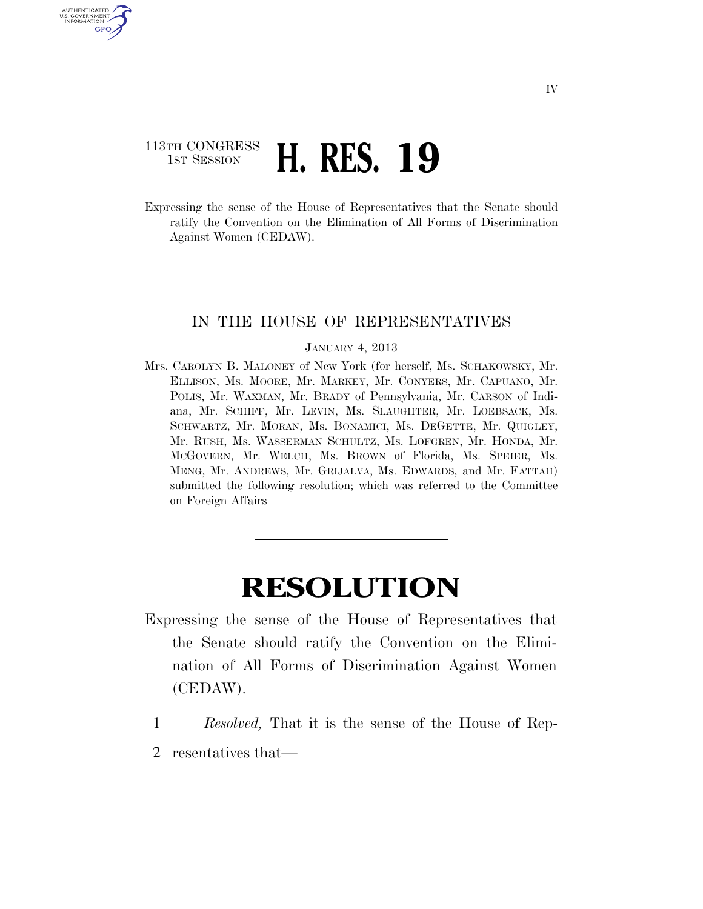IV

113TH CONGRESS
1ST SESSION

# H. RES. 19

Expressing the sense of the House of Representatives that the Senate should ratify the Convention on the Elimination of All Forms of Discrimination Against Women (CEDAW).

IN THE HOUSE OF REPRESENTATIVES

JANUARY 4, 2013

Mrs. CAROLYN B. MALONEY of New York (for herself, Ms. SCHAKOWSKY, Mr. ELLISON, Ms. MOORE, Mr. MARKEY, Mr. CONYERS, Mr. CAPUANO, Mr. POLIS, Mr. WAXMAN, Mr. BRADY of Pennsylvania, Mr. CARSON of Indiana, Mr. SCHIFF, Mr. LEVIN, Ms. SLAUGHTER, Mr. LOEBSACK, Ms. SCHWARTZ, Mr. MORAN, Ms. BONAMICI, Ms. DEGETTE, Mr. QUIGLEY, Mr. RUSH, Ms. WASSERMAN SCHULTZ, Ms. LOFGREN, Mr. HONDA, Mr. MCGOVERN, Mr. WELCH, Ms. BROWN of Florida, Ms. SPEIER, Ms. MENG, Mr. ANDREWS, Mr. GRIJALVA, Ms. EDWARDS, and Mr. FATTAH) submitted the following resolution; which was referred to the Committee on Foreign Affairs

# RESOLUTION

Expressing the sense of the House of Representatives that the Senate should ratify the Convention on the Elimination of All Forms of Discrimination Against Women (CEDAW).

1 *Resolved,* That it is the sense of the House of Rep-
2 resentatives that—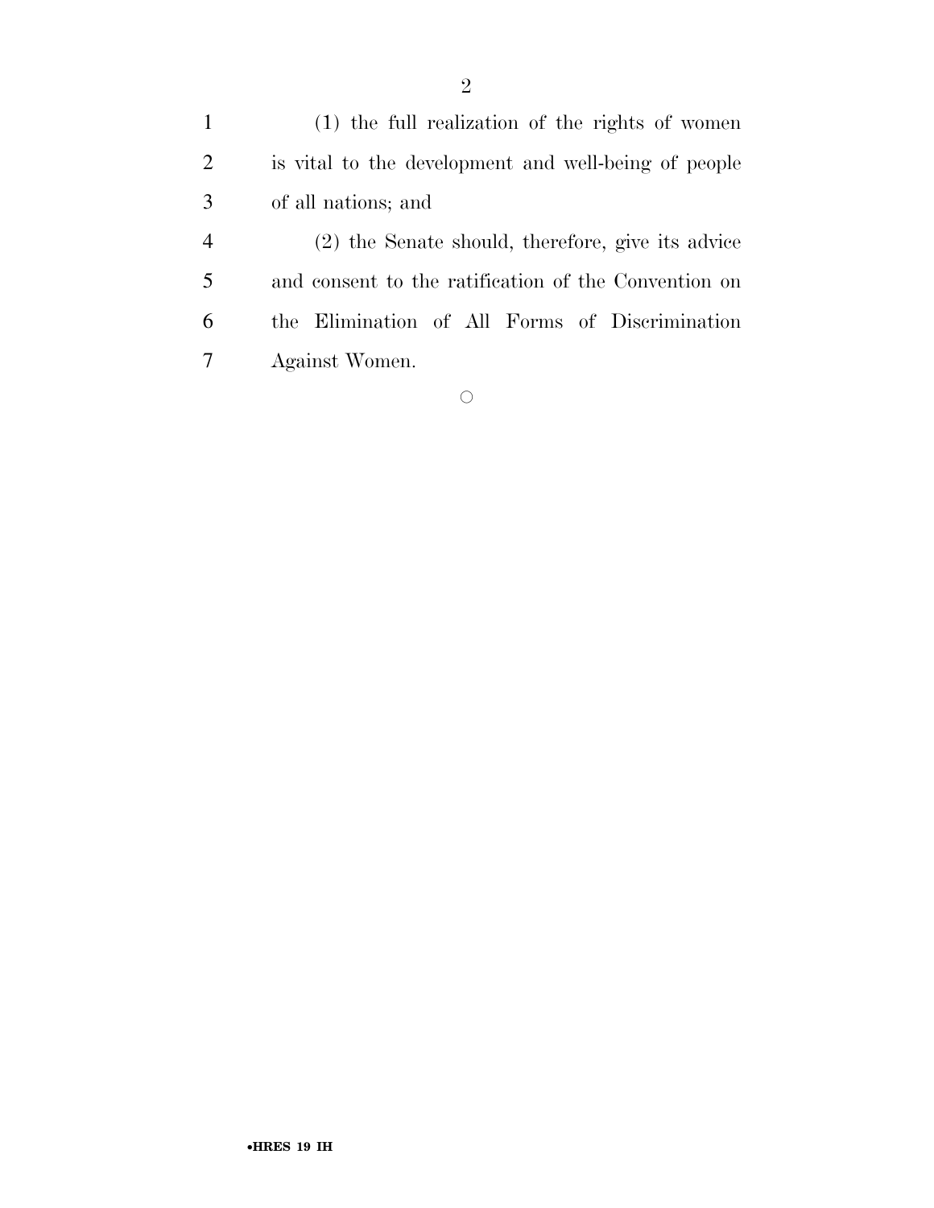(1) the full realization of the rights of women is vital to the development and well-being of people of all nations; and

(2) the Senate should, therefore, give its advice and consent to the ratification of the Convention on the Elimination of All Forms of Discrimination Against Women.

○